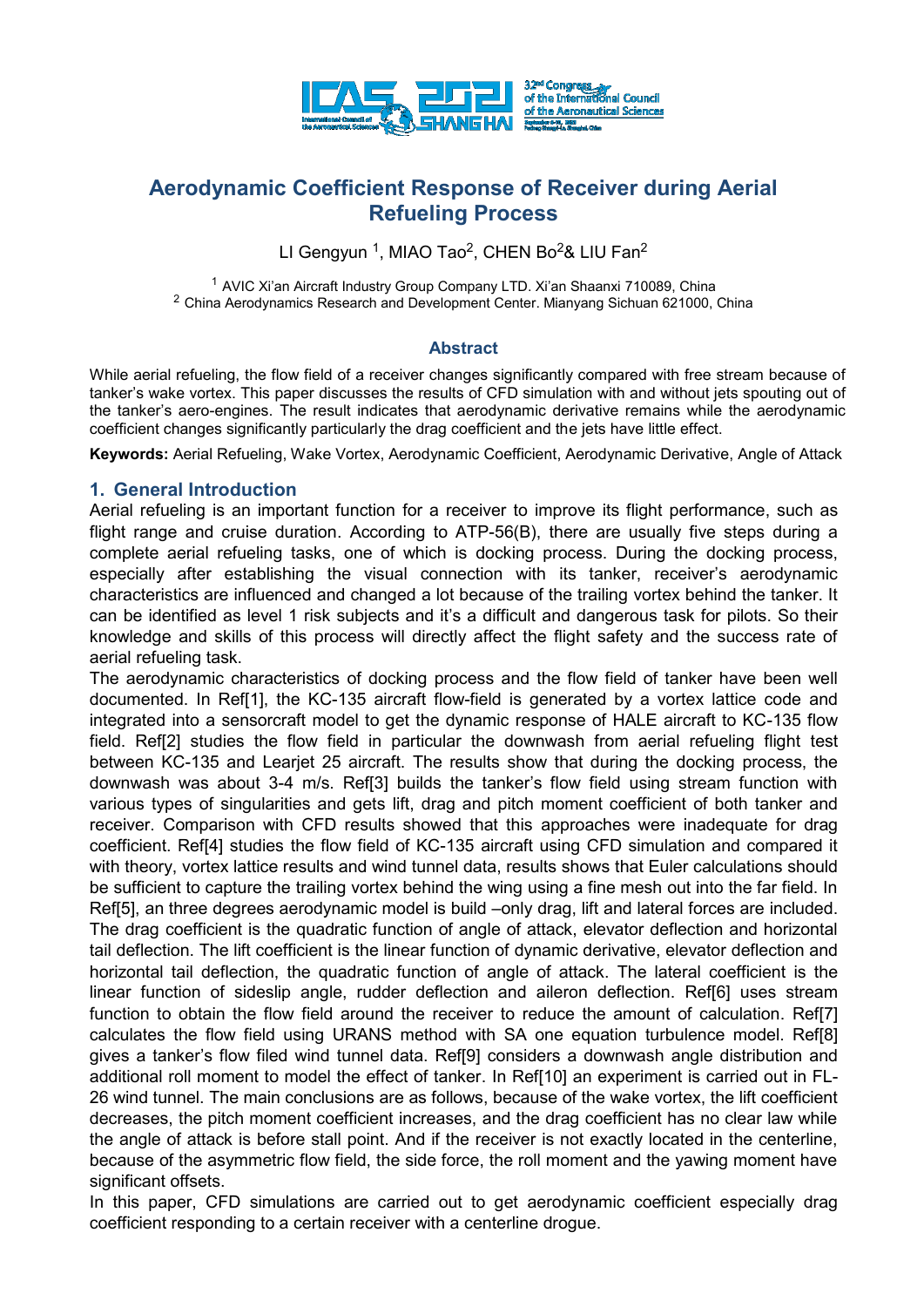# Aerodynamic Coefficient Response of Receiver during Aerial Refueling Process

LI Gengyun [1], MIAO Tao[2], CHEN Bo[2]& LIU Fan[2]

[1] AVIC Xi'an Aircraft Industry Group Company LTD. Xi'an Shaanxi 710089, China
[2] China Aerodynamics Research and Development Center. Mianyang Sichuan 621000, China

## Abstract

While aerial refueling, the flow field of a receiver changes significantly compared with free stream because of tanker's wake vortex. This paper discusses the results of CFD simulation with and without jets spouting out of the tanker's aero-engines. The result indicates that aerodynamic derivative remains while the aerodynamic coefficient changes significantly particularly the drag coefficient and the jets have little effect.

**Keywords:** Aerial Refueling, Wake Vortex, Aerodynamic Coefficient, Aerodynamic Derivative, Angle of Attack

## 1. General Introduction

Aerial refueling is an important function for a receiver to improve its flight performance, such as flight range and cruise duration. According to ATP-56(B), there are usually five steps during a complete aerial refueling tasks, one of which is docking process. During the docking process, especially after establishing the visual connection with its tanker, receiver's aerodynamic characteristics are influenced and changed a lot because of the trailing vortex behind the tanker. It can be identified as level 1 risk subjects and it's a difficult and dangerous task for pilots. So their knowledge and skills of this process will directly affect the flight safety and the success rate of aerial refueling task.

The aerodynamic characteristics of docking process and the flow field of tanker have been well documented. In Ref[1], the KC-135 aircraft flow-field is generated by a vortex lattice code and integrated into a sensorcraft model to get the dynamic response of HALE aircraft to KC-135 flow field. Ref[2] studies the flow field in particular the downwash from aerial refueling flight test between KC-135 and Learjet 25 aircraft. The results show that during the docking process, the downwash was about 3-4 m/s. Ref[3] builds the tanker's flow field using stream function with various types of singularities and gets lift, drag and pitch moment coefficient of both tanker and receiver. Comparison with CFD results showed that this approaches were inadequate for drag coefficient. Ref[4] studies the flow field of KC-135 aircraft using CFD simulation and compared it with theory, vortex lattice results and wind tunnel data, results shows that Euler calculations should be sufficient to capture the trailing vortex behind the wing using a fine mesh out into the far field. In Ref[5], an three degrees aerodynamic model is build –only drag, lift and lateral forces are included. The drag coefficient is the quadratic function of angle of attack, elevator deflection and horizontal tail deflection. The lift coefficient is the linear function of dynamic derivative, elevator deflection and horizontal tail deflection, the quadratic function of angle of attack. The lateral coefficient is the linear function of sideslip angle, rudder deflection and aileron deflection. Ref[6] uses stream function to obtain the flow field around the receiver to reduce the amount of calculation. Ref[7] calculates the flow field using URANS method with SA one equation turbulence model. Ref[8] gives a tanker's flow filed wind tunnel data. Ref[9] considers a downwash angle distribution and additional roll moment to model the effect of tanker. In Ref[10] an experiment is carried out in FL-26 wind tunnel. The main conclusions are as follows, because of the wake vortex, the lift coefficient decreases, the pitch moment coefficient increases, and the drag coefficient has no clear law while the angle of attack is before stall point. And if the receiver is not exactly located in the centerline, because of the asymmetric flow field, the side force, the roll moment and the yawing moment have significant offsets.

In this paper, CFD simulations are carried out to get aerodynamic coefficient especially drag coefficient responding to a certain receiver with a centerline drogue.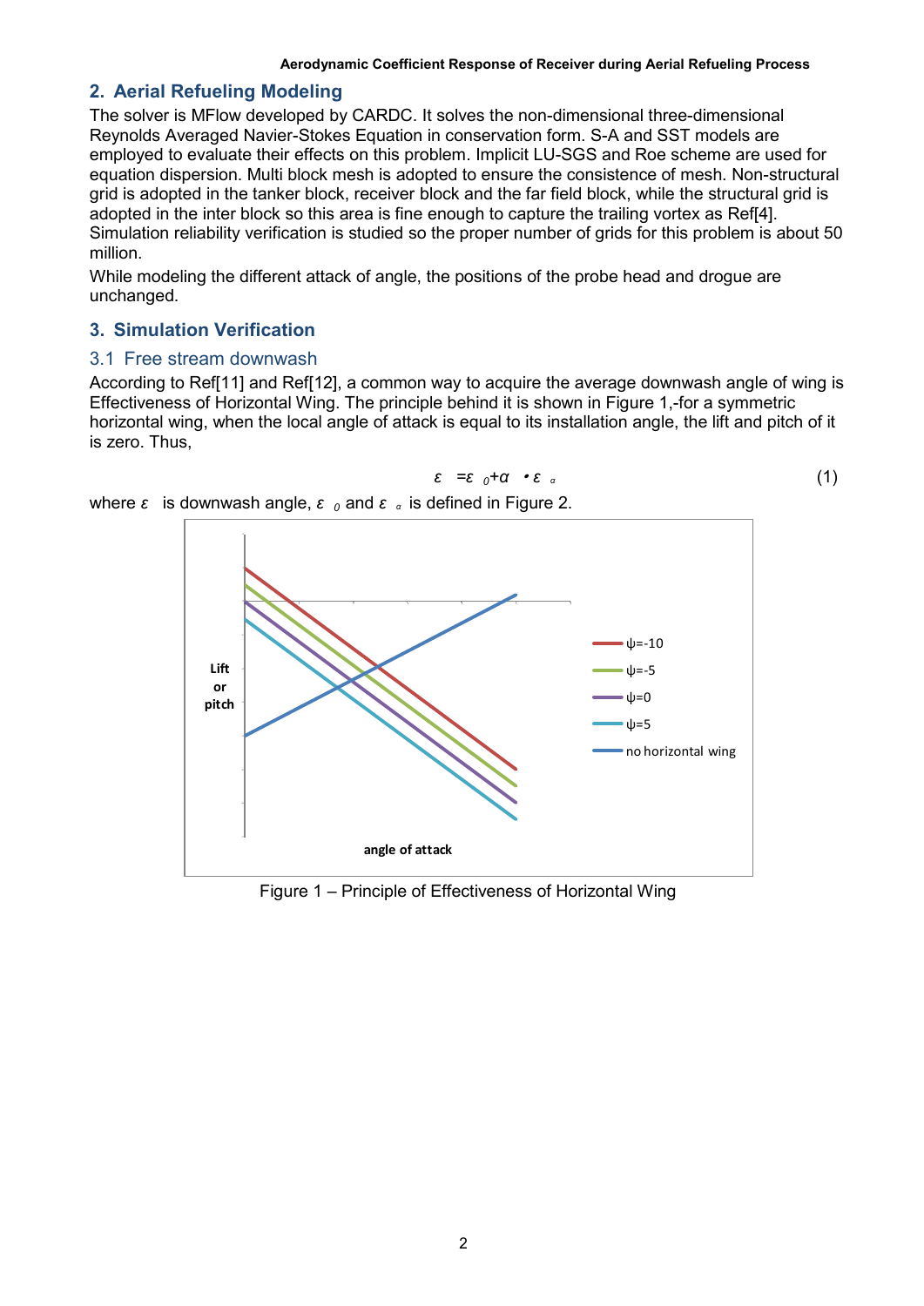## 2. Aerial Refueling Modeling

The solver is MFlow developed by CARDC. It solves the non-dimensional three-dimensional Reynolds Averaged Navier-Stokes Equation in conservation form. S-A and SST models are employed to evaluate their effects on this problem. Implicit LU-SGS and Roe scheme are used for equation dispersion. Multi block mesh is adopted to ensure the consistence of mesh. Non-structural grid is adopted in the tanker block, receiver block and the far field block, while the structural grid is adopted in the inter block so this area is fine enough to capture the trailing vortex as Ref[4]. Simulation reliability verification is studied so the proper number of grids for this problem is about 50 million.

While modeling the different attack of angle, the positions of the probe head and drogue are unchanged.

## 3. Simulation Verification

### 3.1 Free stream downwash

According to Ref[11] and Ref[12], a common way to acquire the average downwash angle of wing is Effectiveness of Horizontal Wing. The principle behind it is shown in Figure 1,-for a symmetric horizontal wing, when the local angle of attack is equal to its installation angle, the lift and pitch of it is zero. Thus,

$$\varepsilon = \varepsilon_0 + \alpha \cdot \varepsilon_\alpha \tag{1}$$

where $\varepsilon$ is downwash angle, $\varepsilon_0$ and $\varepsilon_\alpha$ is defined in Figure 2.

Figure 1 – Principle of Effectiveness of Horizontal Wing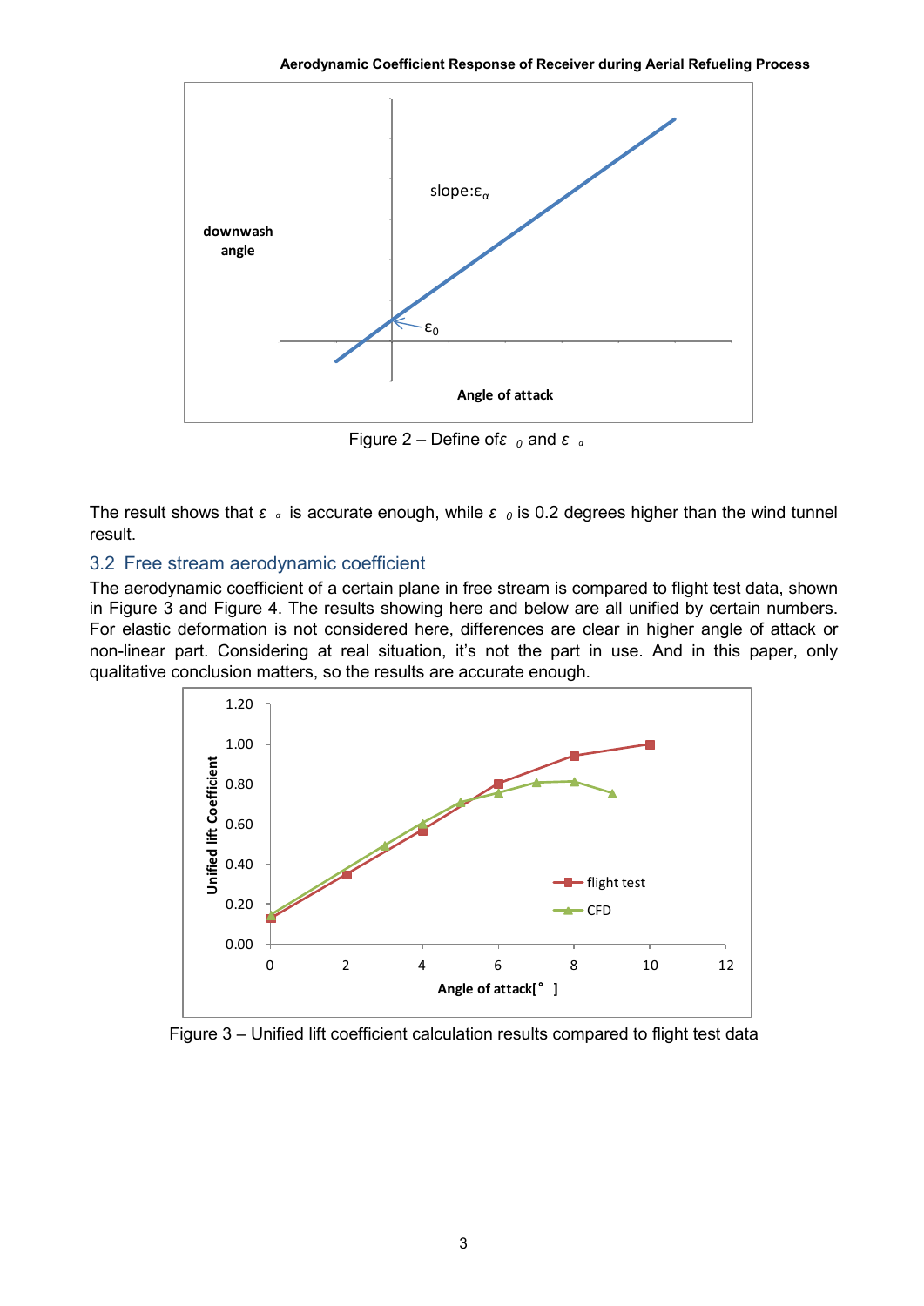Figure 2 – Define of $\varepsilon_0$ and $\varepsilon_\alpha$

The result shows that $\varepsilon_\alpha$ is accurate enough, while $\varepsilon_0$ is 0.2 degrees higher than the wind tunnel result.

### 3.2 Free stream aerodynamic coefficient

The aerodynamic coefficient of a certain plane in free stream is compared to flight test data, shown in Figure 3 and Figure 4. The results showing here and below are all unified by certain numbers. For elastic deformation is not considered here, differences are clear in higher angle of attack or non-linear part. Considering at real situation, it's not the part in use. And in this paper, only qualitative conclusion matters, so the results are accurate enough.

Figure 3 – Unified lift coefficient calculation results compared to flight test data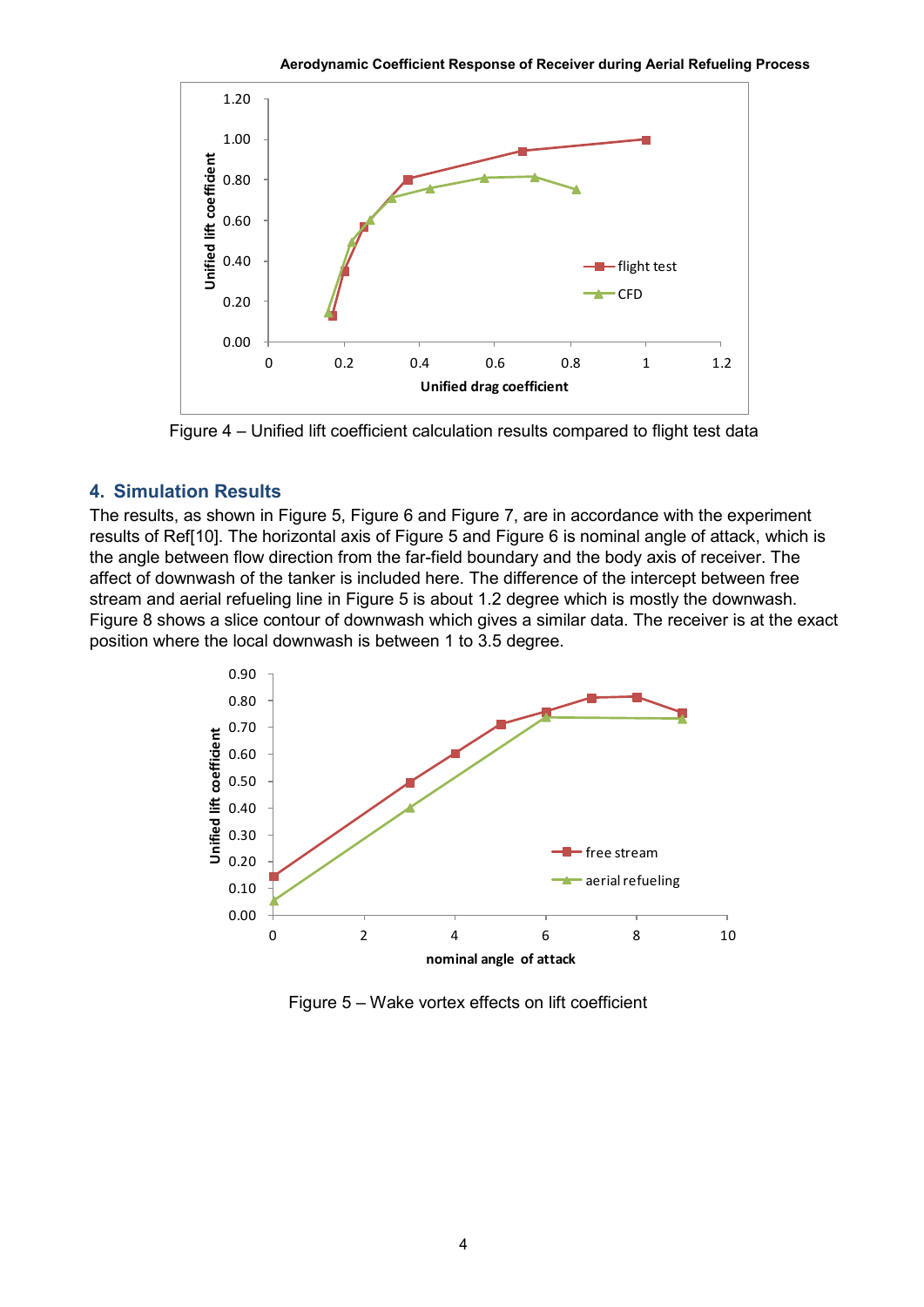Figure 4 – Unified lift coefficient calculation results compared to flight test data

## 4. Simulation Results

The results, as shown in Figure 5, Figure 6 and Figure 7, are in accordance with the experiment results of Ref[10]. The horizontal axis of Figure 5 and Figure 6 is nominal angle of attack, which is the angle between flow direction from the far-field boundary and the body axis of receiver. The affect of downwash of the tanker is included here. The difference of the intercept between free stream and aerial refueling line in Figure 5 is about 1.2 degree which is mostly the downwash. Figure 8 shows a slice contour of downwash which gives a similar data. The receiver is at the exact position where the local downwash is between 1 to 3.5 degree.

Figure 5 – Wake vortex effects on lift coefficient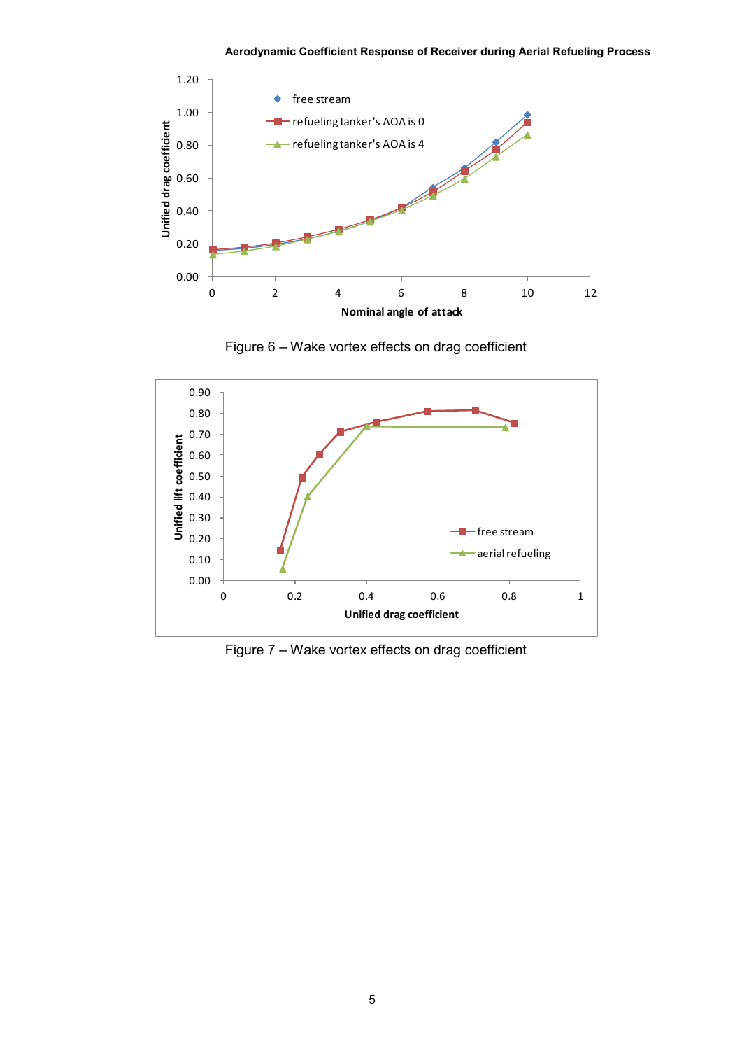Figure 6 – Wake vortex effects on drag coefficient

Figure 7 – Wake vortex effects on drag coefficient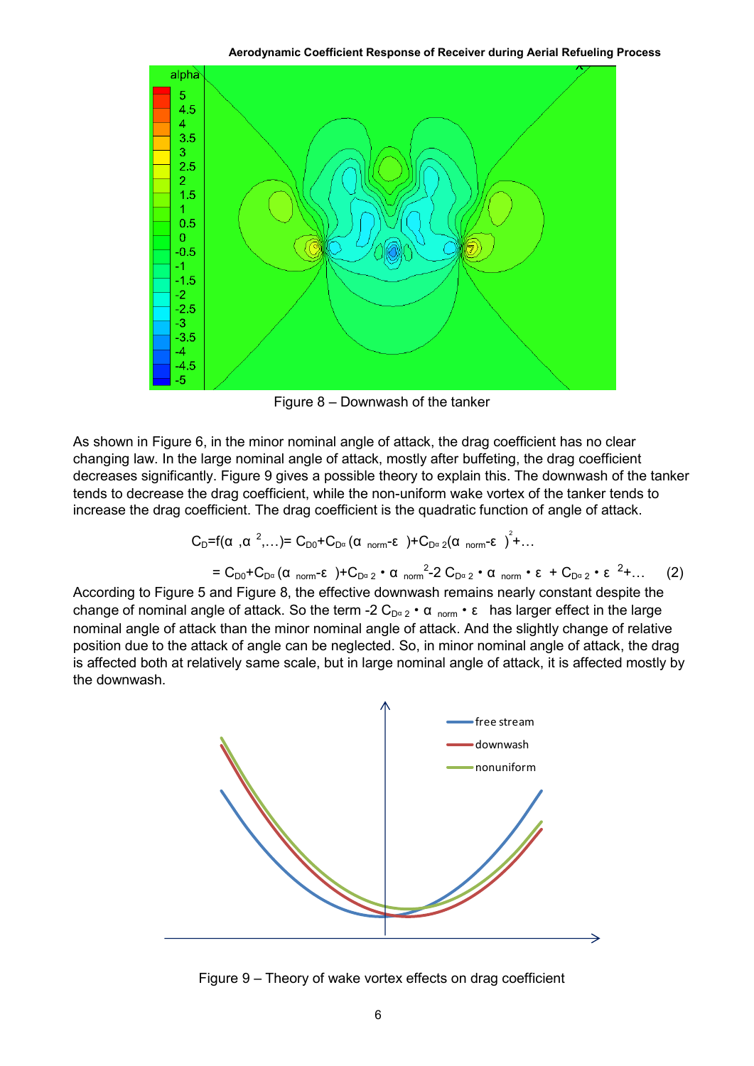Figure 8 – Downwash of the tanker

As shown in Figure 6, in the minor nominal angle of attack, the drag coefficient has no clear changing law. In the large nominal angle of attack, mostly after buffeting, the drag coefficient decreases significantly. Figure 9 gives a possible theory to explain this. The downwash of the tanker tends to decrease the drag coefficient, while the non-uniform wake vortex of the tanker tends to increase the drag coefficient. The drag coefficient is the quadratic function of angle of attack.

$$C_D=f(\alpha,\alpha^2,\ldots)= C_{D0}+C_{D\alpha}(\alpha_{norm}-\varepsilon)+C_{D\alpha 2}(\alpha_{norm}-\varepsilon)^2+\ldots$$

$$= C_{D0}+C_{D\alpha}(\alpha_{norm}-\varepsilon)+C_{D\alpha 2}\cdot\alpha_{norm}^2-2\,C_{D\alpha 2}\cdot\alpha_{norm}\cdot\varepsilon+C_{D\alpha 2}\cdot\varepsilon^2+\ldots \quad (2)$$

According to Figure 5 and Figure 8, the effective downwash remains nearly constant despite the change of nominal angle of attack. So the term $-2\,C_{D\alpha 2}\cdot\alpha_{norm}\cdot\varepsilon$ has larger effect in the large nominal angle of attack than the minor nominal angle of attack. And the slightly change of relative position due to the attack of angle can be neglected. So, in minor nominal angle of attack, the drag is affected both at relatively same scale, but in large nominal angle of attack, it is affected mostly by the downwash.

Figure 9 – Theory of wake vortex effects on drag coefficient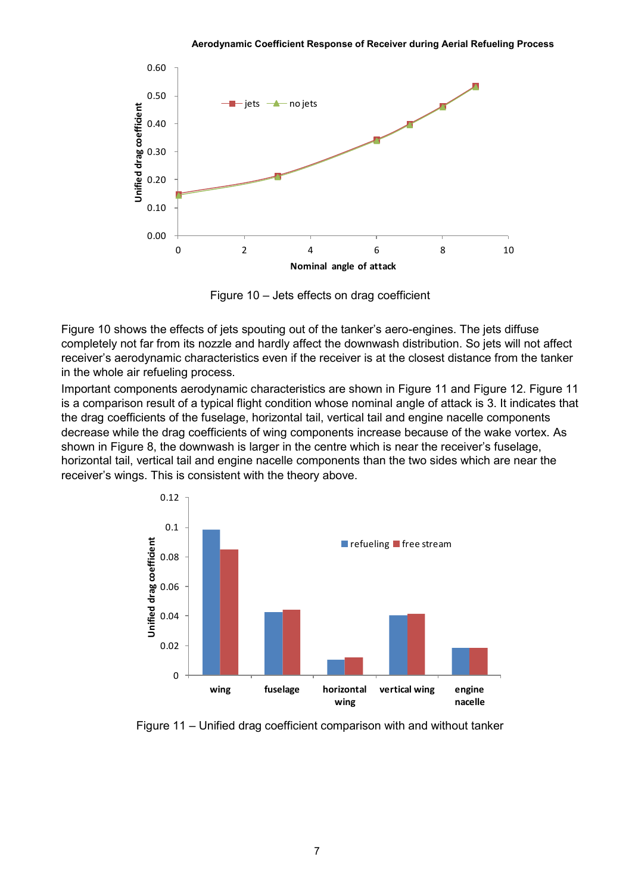Figure 10 – Jets effects on drag coefficient

Figure 10 shows the effects of jets spouting out of the tanker's aero-engines. The jets diffuse completely not far from its nozzle and hardly affect the downwash distribution. So jets will not affect receiver's aerodynamic characteristics even if the receiver is at the closest distance from the tanker in the whole air refueling process.

Important components aerodynamic characteristics are shown in Figure 11 and Figure 12. Figure 11 is a comparison result of a typical flight condition whose nominal angle of attack is 3. It indicates that the drag coefficients of the fuselage, horizontal tail, vertical tail and engine nacelle components decrease while the drag coefficients of wing components increase because of the wake vortex. As shown in Figure 8, the downwash is larger in the centre which is near the receiver's fuselage, horizontal tail, vertical tail and engine nacelle components than the two sides which are near the receiver's wings. This is consistent with the theory above.

Figure 11 – Unified drag coefficient comparison with and without tanker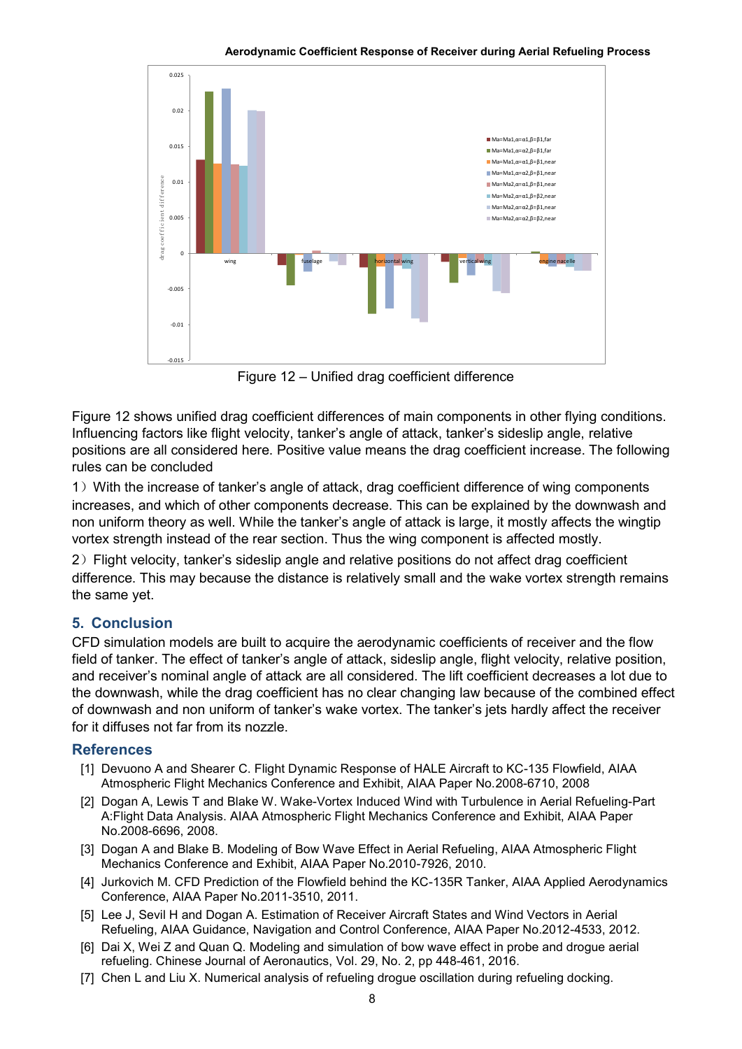Figure 12 – Unified drag coefficient difference

Figure 12 shows unified drag coefficient differences of main components in other flying conditions. Influencing factors like flight velocity, tanker's angle of attack, tanker's sideslip angle, relative positions are all considered here. Positive value means the drag coefficient increase. The following rules can be concluded

1）With the increase of tanker's angle of attack, drag coefficient difference of wing components increases, and which of other components decrease. This can be explained by the downwash and non uniform theory as well. While the tanker's angle of attack is large, it mostly affects the wingtip vortex strength instead of the rear section. Thus the wing component is affected mostly.

2）Flight velocity, tanker's sideslip angle and relative positions do not affect drag coefficient difference. This may because the distance is relatively small and the wake vortex strength remains the same yet.

## 5. Conclusion

CFD simulation models are built to acquire the aerodynamic coefficients of receiver and the flow field of tanker. The effect of tanker's angle of attack, sideslip angle, flight velocity, relative position, and receiver's nominal angle of attack are all considered. The lift coefficient decreases a lot due to the downwash, while the drag coefficient has no clear changing law because of the combined effect of downwash and non uniform of tanker's wake vortex. The tanker's jets hardly affect the receiver for it diffuses not far from its nozzle.

## References

[1] Devuono A and Shearer C. Flight Dynamic Response of HALE Aircraft to KC-135 Flowfield, AIAA Atmospheric Flight Mechanics Conference and Exhibit, AIAA Paper No.2008-6710, 2008

[2] Dogan A, Lewis T and Blake W. Wake-Vortex Induced Wind with Turbulence in Aerial Refueling-Part A:Flight Data Analysis. AIAA Atmospheric Flight Mechanics Conference and Exhibit, AIAA Paper No.2008-6696, 2008.

[3] Dogan A and Blake B. Modeling of Bow Wave Effect in Aerial Refueling, AIAA Atmospheric Flight Mechanics Conference and Exhibit, AIAA Paper No.2010-7926, 2010.

[4] Jurkovich M. CFD Prediction of the Flowfield behind the KC-135R Tanker, AIAA Applied Aerodynamics Conference, AIAA Paper No.2011-3510, 2011.

[5] Lee J, Sevil H and Dogan A. Estimation of Receiver Aircraft States and Wind Vectors in Aerial Refueling, AIAA Guidance, Navigation and Control Conference, AIAA Paper No.2012-4533, 2012.

[6] Dai X, Wei Z and Quan Q. Modeling and simulation of bow wave effect in probe and drogue aerial refueling. Chinese Journal of Aeronautics, Vol. 29, No. 2, pp 448-461, 2016.

[7] Chen L and Liu X. Numerical analysis of refueling drogue oscillation during refueling docking.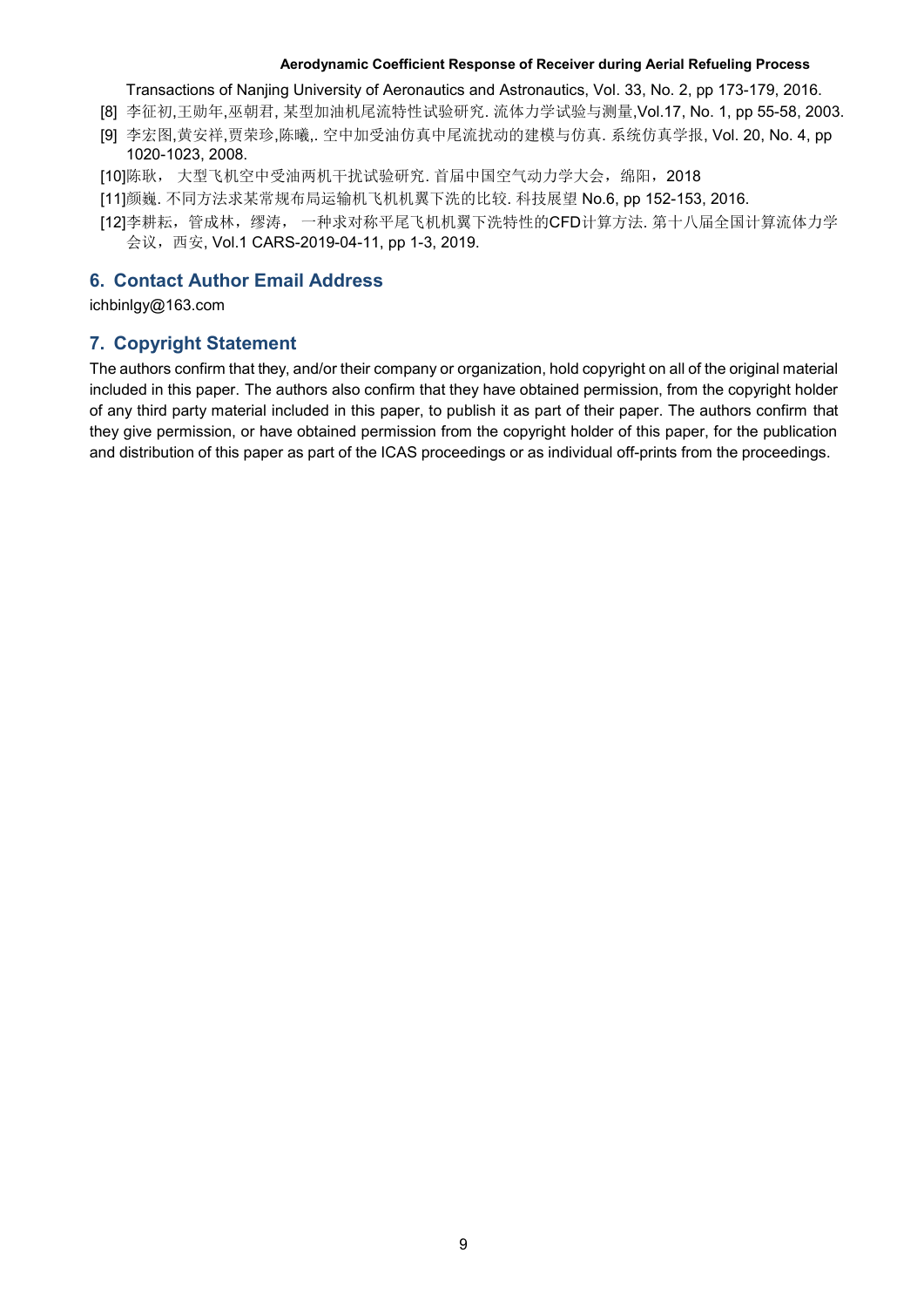Transactions of Nanjing University of Aeronautics and Astronautics, Vol. 33, No. 2, pp 173-179, 2016.

[8] 李征初,王勋年,巫朝君, 某型加油机尾流特性试验研究. 流体力学试验与测量,Vol.17, No. 1, pp 55-58, 2003.

[9] 李宏图,黄安祥,贾荣珍,陈曦,. 空中加受油仿真中尾流扰动的建模与仿真. 系统仿真学报, Vol. 20, No. 4, pp 1020-1023, 2008.

[10]陈耿， 大型飞机空中受油两机干扰试验研究. 首届中国空气动力学大会，绵阳，2018

[11]颜巍. 不同方法求某常规布局运输机飞机机翼下洗的比较. 科技展望 No.6, pp 152-153, 2016.

[12]李耕耘，管成林，缪涛， 一种求对称平尾飞机机翼下洗特性的CFD计算方法. 第十八届全国计算流体力学会议，西安, Vol.1 CARS-2019-04-11, pp 1-3, 2019.

## 6. Contact Author Email Address

ichbinlgy@163.com

## 7. Copyright Statement

The authors confirm that they, and/or their company or organization, hold copyright on all of the original material included in this paper. The authors also confirm that they have obtained permission, from the copyright holder of any third party material included in this paper, to publish it as part of their paper. The authors confirm that they give permission, or have obtained permission from the copyright holder of this paper, for the publication and distribution of this paper as part of the ICAS proceedings or as individual off-prints from the proceedings.